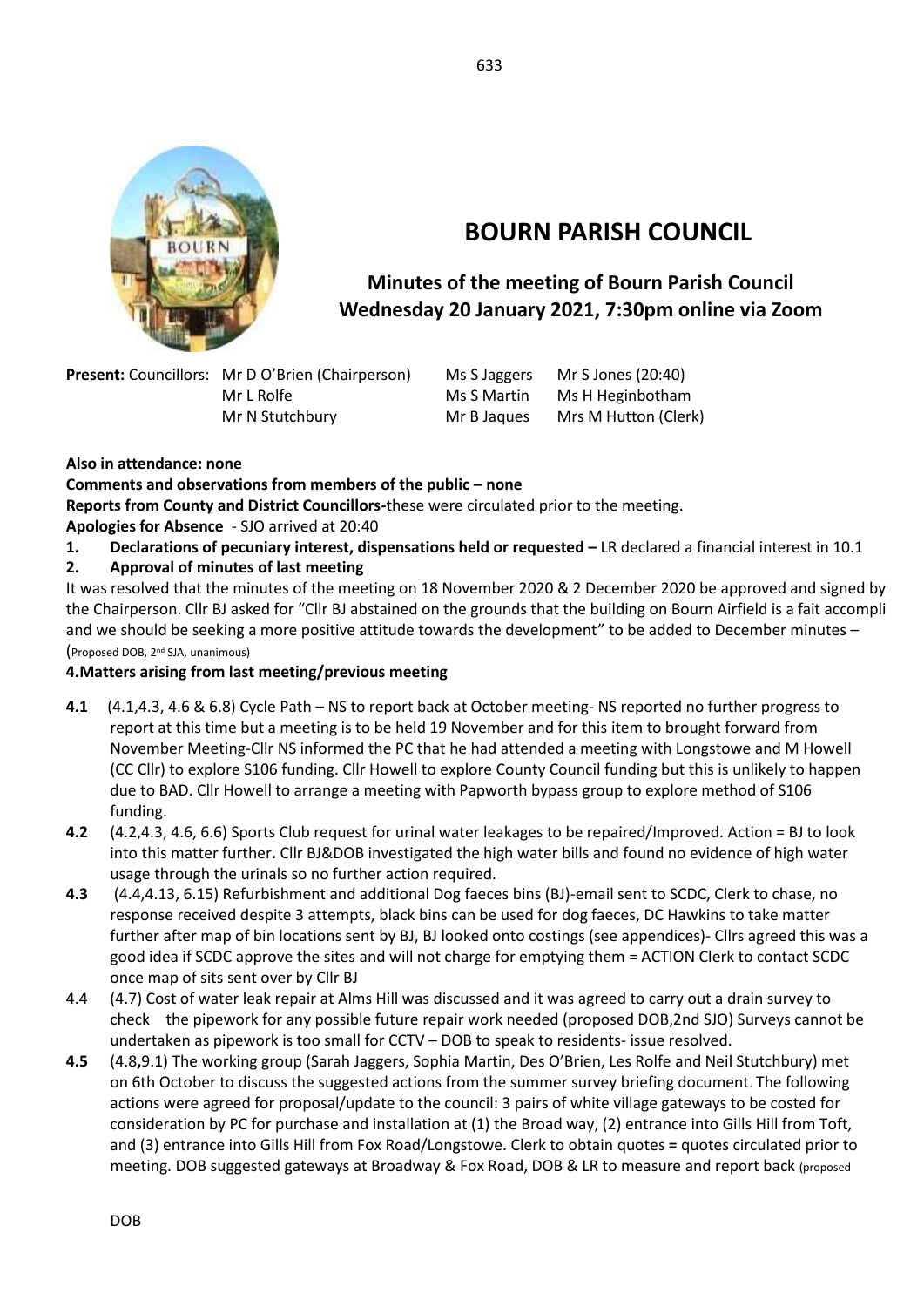# BOURN PARISH COUNCIL

## Minutes of the meeting of Bourn Parish Council
## Wednesday 20 January 2021, 7:30pm online via Zoom

**Present:** Councillors: Mr D O'Brien (Chairperson) Ms S Jaggers Mr S Jones (20:40)
Mr L Rolfe Ms S Martin Ms H Heginbotham
Mr N Stutchbury Mr B Jaques Mrs M Hutton (Clerk)

**Also in attendance: none**

**Comments and observations from members of the public – none**

**Reports from County and District Councillors-**these were circulated prior to the meeting.

**Apologies for Absence** - SJO arrived at 20:40

1. **Declarations of pecuniary interest, dispensations held or requested –** LR declared a financial interest in 10.1
2. **Approval of minutes of last meeting**

It was resolved that the minutes of the meeting on 18 November 2020 & 2 December 2020 be approved and signed by the Chairperson. Cllr BJ asked for "Cllr BJ abstained on the grounds that the building on Bourn Airfield is a fait accompli and we should be seeking a more positive attitude towards the development" to be added to December minutes – (Proposed DOB, 2nd SJA, unanimous)

**4.Matters arising from last meeting/previous meeting**

- **4.1** (4.1,4.3, 4.6 & 6.8) Cycle Path – NS to report back at October meeting- NS reported no further progress to report at this time but a meeting is to be held 19 November and for this item to brought forward from November Meeting-Cllr NS informed the PC that he had attended a meeting with Longstowe and M Howell (CC Cllr) to explore S106 funding. Cllr Howell to explore County Council funding but this is unlikely to happen due to BAD. Cllr Howell to arrange a meeting with Papworth bypass group to explore method of S106 funding.
- **4.2** (4.2,4.3, 4.6, 6.6) Sports Club request for urinal water leakages to be repaired/Improved. Action = BJ to look into this matter further**.** Cllr BJ&DOB investigated the high water bills and found no evidence of high water usage through the urinals so no further action required.
- **4.3** (4.4,4.13, 6.15) Refurbishment and additional Dog faeces bins (BJ)-email sent to SCDC, Clerk to chase, no response received despite 3 attempts, black bins can be used for dog faeces, DC Hawkins to take matter further after map of bin locations sent by BJ, BJ looked onto costings (see appendices)- Cllrs agreed this was a good idea if SCDC approve the sites and will not charge for emptying them = ACTION Clerk to contact SCDC once map of sits sent over by Cllr BJ
- 4.4 (4.7) Cost of water leak repair at Alms Hill was discussed and it was agreed to carry out a drain survey to check the pipework for any possible future repair work needed (proposed DOB,2nd SJO) Surveys cannot be undertaken as pipework is too small for CCTV – DOB to speak to residents- issue resolved.
- **4.5** (4.8**,**9.1) The working group (Sarah Jaggers, Sophia Martin, Des O'Brien, Les Rolfe and Neil Stutchbury) met on 6th October to discuss the suggested actions from the summer survey briefing document. The following actions were agreed for proposal/update to the council: 3 pairs of white village gateways to be costed for consideration by PC for purchase and installation at (1) the Broad way, (2) entrance into Gills Hill from Toft, and (3) entrance into Gills Hill from Fox Road/Longstowe. Clerk to obtain quotes **=** quotes circulated prior to meeting. DOB suggested gateways at Broadway & Fox Road, DOB & LR to measure and report back (proposed

DOB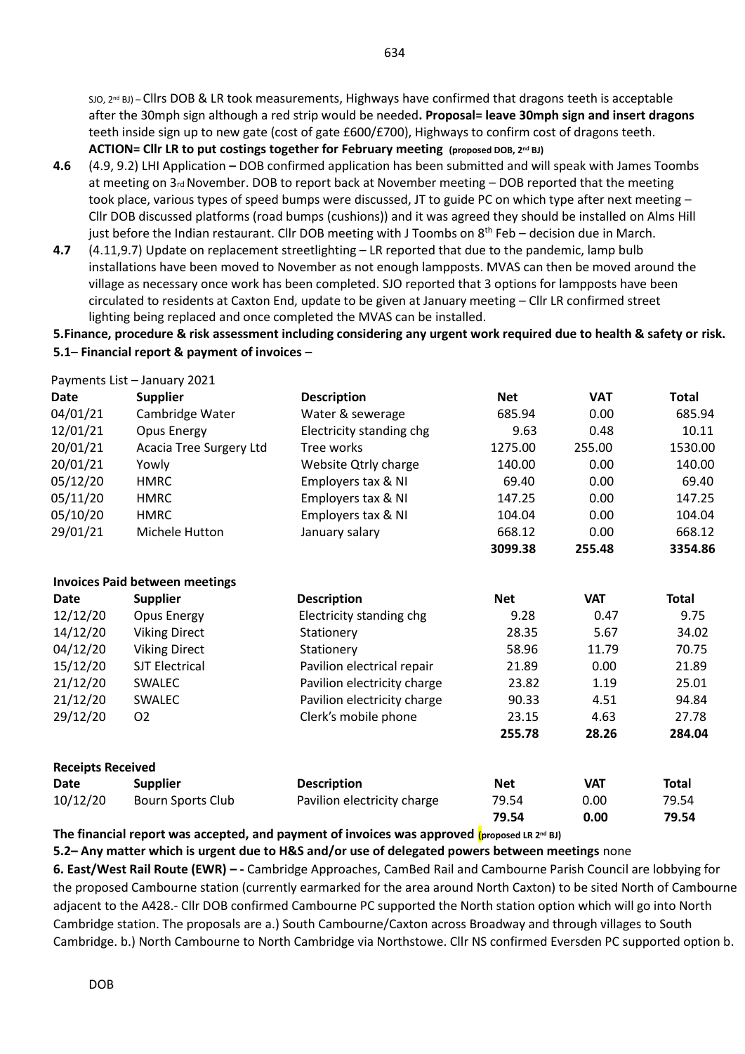SJO, 2nd BJ) – Cllrs DOB & LR took measurements, Highways have confirmed that dragons teeth is acceptable after the 30mph sign although a red strip would be needed**. Proposal= leave 30mph sign and insert dragons** teeth inside sign up to new gate (cost of gate £600/£700), Highways to confirm cost of dragons teeth.
**ACTION= Cllr LR to put costings together for February meeting (proposed DOB, 2nd BJ)**

**4.6** (4.9, 9.2) LHI Application **–** DOB confirmed application has been submitted and will speak with James Toombs at meeting on 3rd November. DOB to report back at November meeting – DOB reported that the meeting took place, various types of speed bumps were discussed, JT to guide PC on which type after next meeting – Cllr DOB discussed platforms (road bumps (cushions)) and it was agreed they should be installed on Alms Hill just before the Indian restaurant. Cllr DOB meeting with J Toombs on 8th Feb – decision due in March.

**4.7** (4.11,9.7) Update on replacement streetlighting – LR reported that due to the pandemic, lamp bulb installations have been moved to November as not enough lampposts. MVAS can then be moved around the village as necessary once work has been completed. SJO reported that 3 options for lampposts have been circulated to residents at Caxton End, update to be given at January meeting – Cllr LR confirmed street lighting being replaced and once completed the MVAS can be installed.

**5.Finance, procedure & risk assessment including considering any urgent work required due to health & safety or risk.**

**5.1– Financial report & payment of invoices –**

Payments List – January 2021

| Date | Supplier | Description | Net | VAT | Total |
|---|---|---|---|---|---|
| 04/01/21 | Cambridge Water | Water & sewerage | 685.94 | 0.00 | 685.94 |
| 12/01/21 | Opus Energy | Electricity standing chg | 9.63 | 0.48 | 10.11 |
| 20/01/21 | Acacia Tree Surgery Ltd | Tree works | 1275.00 | 255.00 | 1530.00 |
| 20/01/21 | Yowly | Website Qtrly charge | 140.00 | 0.00 | 140.00 |
| 05/12/20 | HMRC | Employers tax & NI | 69.40 | 0.00 | 69.40 |
| 05/11/20 | HMRC | Employers tax & NI | 147.25 | 0.00 | 147.25 |
| 05/10/20 | HMRC | Employers tax & NI | 104.04 | 0.00 | 104.04 |
| 29/01/21 | Michele Hutton | January salary | 668.12 | 0.00 | 668.12 |
| | | | **3099.38** | **255.48** | **3354.86** |

**Invoices Paid between meetings**

| Date | Supplier | Description | Net | VAT | Total |
|---|---|---|---|---|---|
| 12/12/20 | Opus Energy | Electricity standing chg | 9.28 | 0.47 | 9.75 |
| 14/12/20 | Viking Direct | Stationery | 28.35 | 5.67 | 34.02 |
| 04/12/20 | Viking Direct | Stationery | 58.96 | 11.79 | 70.75 |
| 15/12/20 | SJT Electrical | Pavilion electrical repair | 21.89 | 0.00 | 21.89 |
| 21/12/20 | SWALEC | Pavilion electricity charge | 23.82 | 1.19 | 25.01 |
| 21/12/20 | SWALEC | Pavilion electricity charge | 90.33 | 4.51 | 94.84 |
| 29/12/20 | O2 | Clerk's mobile phone | 23.15 | 4.63 | 27.78 |
| | | | **255.78** | **28.26** | **284.04** |

**Receipts Received**

| Date | Supplier | Description | Net | VAT | Total |
|---|---|---|---|---|---|
| 10/12/20 | Bourn Sports Club | Pavilion electricity charge | 79.54 | 0.00 | 79.54 |
| | | | **79.54** | **0.00** | **79.54** |

**The financial report was accepted, and payment of invoices was approved (proposed LR 2nd BJ)**

**5.2– Any matter which is urgent due to H&S and/or use of delegated powers between meetings** none

**6. East/West Rail Route (EWR) – -** Cambridge Approaches, CamBed Rail and Cambourne Parish Council are lobbying for the proposed Cambourne station (currently earmarked for the area around North Caxton) to be sited North of Cambourne adjacent to the A428.- Cllr DOB confirmed Cambourne PC supported the North station option which will go into North Cambridge station. The proposals are a.) South Cambourne/Caxton across Broadway and through villages to South Cambridge. b.) North Cambourne to North Cambridge via Northstowe. Cllr NS confirmed Eversden PC supported option b.

DOB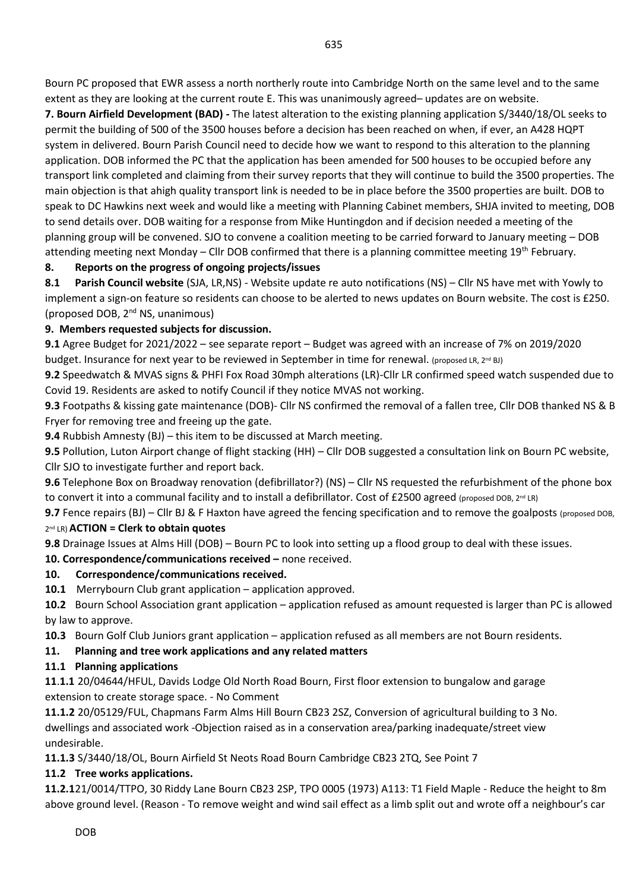Bourn PC proposed that EWR assess a north northerly route into Cambridge North on the same level and to the same extent as they are looking at the current route E. This was unanimously agreed– updates are on website.

**7. Bourn Airfield Development (BAD) -** The latest alteration to the existing planning application S/3440/18/OL seeks to permit the building of 500 of the 3500 houses before a decision has been reached on when, if ever, an A428 HQPT system in delivered. Bourn Parish Council need to decide how we want to respond to this alteration to the planning application. DOB informed the PC that the application has been amended for 500 houses to be occupied before any transport link completed and claiming from their survey reports that they will continue to build the 3500 properties. The main objection is that ahigh quality transport link is needed to be in place before the 3500 properties are built. DOB to speak to DC Hawkins next week and would like a meeting with Planning Cabinet members, SHJA invited to meeting, DOB to send details over. DOB waiting for a response from Mike Huntingdon and if decision needed a meeting of the planning group will be convened. SJO to convene a coalition meeting to be carried forward to January meeting – DOB attending meeting next Monday – Cllr DOB confirmed that there is a planning committee meeting 19th February.

**8. Reports on the progress of ongoing projects/issues**

**8.1 Parish Council website** (SJA, LR,NS) - Website update re auto notifications (NS) – Cllr NS have met with Yowly to implement a sign-on feature so residents can choose to be alerted to news updates on Bourn website. The cost is £250. (proposed DOB, 2nd NS, unanimous)

**9. Members requested subjects for discussion.**

**9.1** Agree Budget for 2021/2022 – see separate report – Budget was agreed with an increase of 7% on 2019/2020 budget. Insurance for next year to be reviewed in September in time for renewal. (proposed LR, 2nd BJ)

**9.2** Speedwatch & MVAS signs & PHFI Fox Road 30mph alterations (LR)-Cllr LR confirmed speed watch suspended due to Covid 19. Residents are asked to notify Council if they notice MVAS not working.

**9.3** Footpaths & kissing gate maintenance (DOB)- Cllr NS confirmed the removal of a fallen tree, Cllr DOB thanked NS & B Fryer for removing tree and freeing up the gate.

**9.4** Rubbish Amnesty (BJ) – this item to be discussed at March meeting.

**9.5** Pollution, Luton Airport change of flight stacking (HH) – Cllr DOB suggested a consultation link on Bourn PC website, Cllr SJO to investigate further and report back.

**9.6** Telephone Box on Broadway renovation (defibrillator?) (NS) – Cllr NS requested the refurbishment of the phone box to convert it into a communal facility and to install a defibrillator. Cost of £2500 agreed (proposed DOB, 2nd LR)

**9.7** Fence repairs (BJ) – Cllr BJ & F Haxton have agreed the fencing specification and to remove the goalposts (proposed DOB, 2nd LR) **ACTION = Clerk to obtain quotes**

**9.8** Drainage Issues at Alms Hill (DOB) – Bourn PC to look into setting up a flood group to deal with these issues.

**10. Correspondence/communications received –** none received.

**10. Correspondence/communications received.**

**10.1** Merrybourn Club grant application – application approved.

**10.2** Bourn School Association grant application – application refused as amount requested is larger than PC is allowed by law to approve.

**10.3** Bourn Golf Club Juniors grant application – application refused as all members are not Bourn residents.

**11. Planning and tree work applications and any related matters**

**11.1 Planning applications**

**11.1.1** 20/04644/HFUL, Davids Lodge Old North Road Bourn, First floor extension to bungalow and garage extension to create storage space. - No Comment

**11.1.2** 20/05129/FUL, Chapmans Farm Alms Hill Bourn CB23 2SZ, Conversion of agricultural building to 3 No. dwellings and associated work -Objection raised as in a conservation area/parking inadequate/street view undesirable.

**11.1.3** S/3440/18/OL, Bourn Airfield St Neots Road Bourn Cambridge CB23 2TQ, See Point 7

**11.2 Tree works applications.**

**11.2.1**21/0014/TTPO, 30 Riddy Lane Bourn CB23 2SP, TPO 0005 (1973) A113: T1 Field Maple - Reduce the height to 8m above ground level. (Reason - To remove weight and wind sail effect as a limb split out and wrote off a neighbour's car

DOB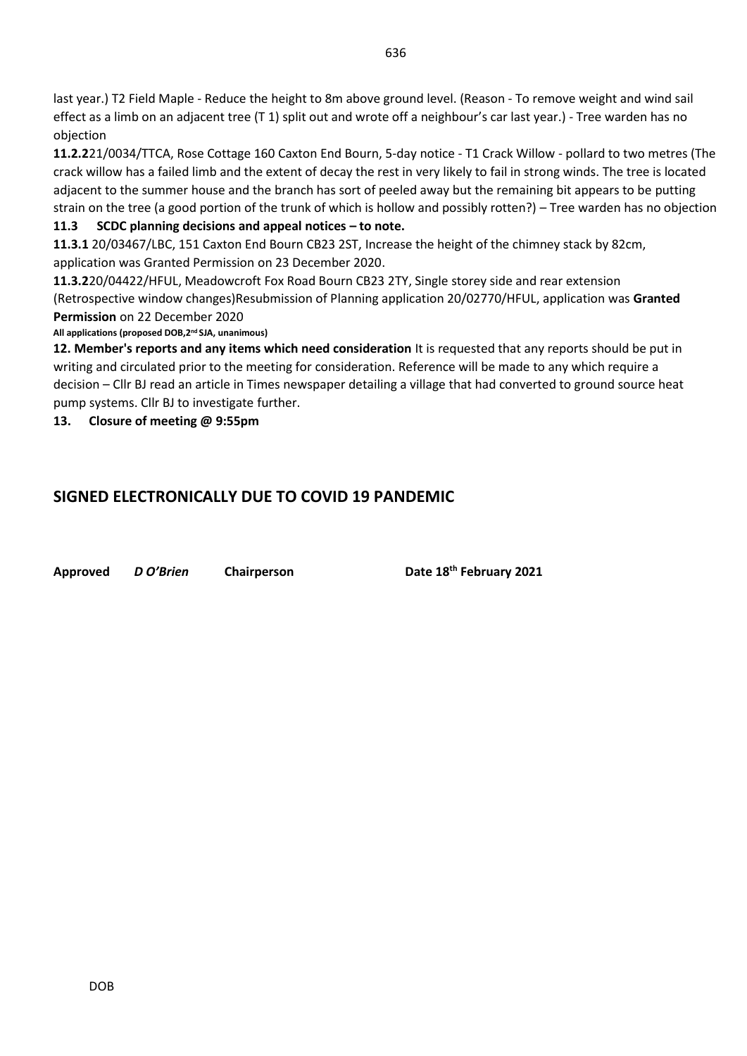last year.) T2 Field Maple - Reduce the height to 8m above ground level. (Reason - To remove weight and wind sail effect as a limb on an adjacent tree (T 1) split out and wrote off a neighbour's car last year.) - Tree warden has no objection

**11.2.2**21/0034/TTCA, Rose Cottage 160 Caxton End Bourn, 5-day notice - T1 Crack Willow - pollard to two metres (The crack willow has a failed limb and the extent of decay the rest in very likely to fail in strong winds. The tree is located adjacent to the summer house and the branch has sort of peeled away but the remaining bit appears to be putting strain on the tree (a good portion of the trunk of which is hollow and possibly rotten?) – Tree warden has no objection

**11.3 SCDC planning decisions and appeal notices – to note.**

**11.3.1** 20/03467/LBC, 151 Caxton End Bourn CB23 2ST, Increase the height of the chimney stack by 82cm, application was Granted Permission on 23 December 2020.

**11.3.2**20/04422/HFUL, Meadowcroft Fox Road Bourn CB23 2TY, Single storey side and rear extension (Retrospective window changes)Resubmission of Planning application 20/02770/HFUL, application was **Granted Permission** on 22 December 2020

**All applications (proposed DOB,2nd SJA, unanimous)**

**12. Member's reports and any items which need consideration** It is requested that any reports should be put in writing and circulated prior to the meeting for consideration. Reference will be made to any which require a decision – Cllr BJ read an article in Times newspaper detailing a village that had converted to ground source heat pump systems. Cllr BJ to investigate further.

**13. Closure of meeting @ 9:55pm**

## SIGNED ELECTRONICALLY DUE TO COVID 19 PANDEMIC

**Approved** ***D O'Brien*** **Chairperson** **Date 18th February 2021**

DOB